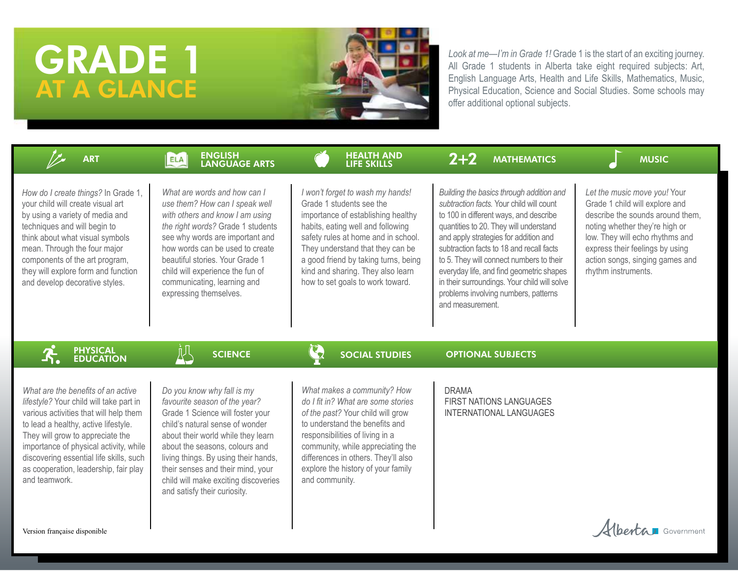# GRADE 1 AT A GLANCE

*Look at me—I'm in Grade 1!* Grade 1 is the start of an exciting journey. All Grade 1 students in Alberta take eight required subjects: Art, English Language Arts, Health and Life Skills, Mathematics, Music, Physical Education, Science and Social Studies. Some schools may offer additional optional subjects.

## ART

*How do I create things?* In Grade 1, your child will create visual art by using a variety of media and techniques and will begin to think about what visual symbols mean. Through the four major components of the art program, they will explore form and function and develop decorative styles.

## ENGLISH LANGUAGE ARTS

*What are words and how can I use them? How can I speak well with others and know I am using the right words?* Grade 1 students see why words are important and how words can be used to create beautiful stories. Your Grade 1 child will experience the fun of communicating, learning and expressing themselves.

## HEALTH AND LIFE SKILLS

*I won't forget to wash my hands!* Grade 1 students see the importance of establishing healthy habits, eating well and following safety rules at home and in school. They understand that they can be a good friend by taking turns, being kind and sharing. They also learn how to set goals to work toward.

## MATHEMATICS

*Building the basics through addition and subtraction facts.* Your child will count to 100 in different ways, and describe quantities to 20. They will understand and apply strategies for addition and subtraction facts to 18 and recall facts to 5. They will connect numbers to their everyday life, and find geometric shapes in their surroundings. Your child will solve problems involving numbers, patterns and measurement.

## MUSIC

*Let the music move you!* Your Grade 1 child will explore and describe the sounds around them, noting whether they're high or low. They will echo rhythms and express their feelings by using action songs, singing games and rhythm instruments.

## PHYSICAL EDUCATION

*What are the benefits of an active lifestyle?* Your child will take part in various activities that will help them to lead a healthy, active lifestyle. They will grow to appreciate the importance of physical activity, while discovering essential life skills, such as cooperation, leadership, fair play and teamwork.

## SCIENCE

*Do you know why fall is my favourite season of the year?* Grade 1 Science will foster your child's natural sense of wonder about their world while they learn about the seasons, colours and living things. By using their hands, their senses and their mind, your child will make exciting discoveries and satisfy their curiosity.

## SOCIAL STUDIES

*What makes a community? How do I fit in? What are some stories of the past?* Your child will grow to understand the benefits and responsibilities of living in a community, while appreciating the differences in others. They'll also explore the history of your family and community.

## OPTIONAL SUBJECTS

DRAMA
FIRST NATIONS LANGUAGES
INTERNATIONAL LANGUAGES

Version française disponible

Alberta Government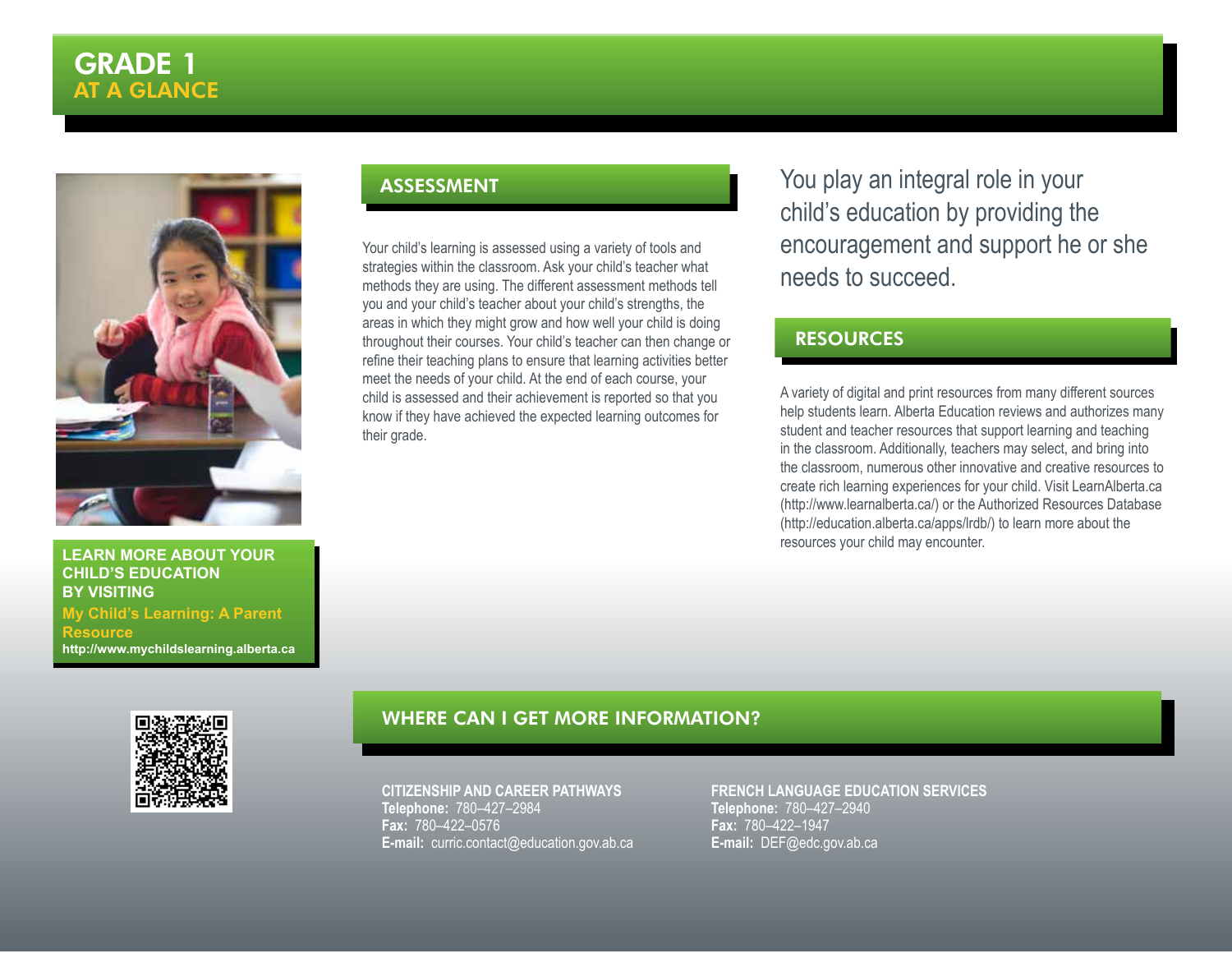# GRADE 1
## AT A GLANCE

**LEARN MORE ABOUT YOUR CHILD'S EDUCATION BY VISITING**

**My Child's Learning: A Parent Resource**

**http://www.mychildslearning.alberta.ca**

## ASSESSMENT

Your child's learning is assessed using a variety of tools and strategies within the classroom. Ask your child's teacher what methods they are using. The different assessment methods tell you and your child's teacher about your child's strengths, the areas in which they might grow and how well your child is doing throughout their courses. Your child's teacher can then change or refine their teaching plans to ensure that learning activities better meet the needs of your child. At the end of each course, your child is assessed and their achievement is reported so that you know if they have achieved the expected learning outcomes for their grade.

You play an integral role in your child's education by providing the encouragement and support he or she needs to succeed.

## RESOURCES

A variety of digital and print resources from many different sources help students learn. Alberta Education reviews and authorizes many student and teacher resources that support learning and teaching in the classroom. Additionally, teachers may select, and bring into the classroom, numerous other innovative and creative resources to create rich learning experiences for your child. Visit LearnAlberta.ca (http://www.learnalberta.ca/) or the Authorized Resources Database (http://education.alberta.ca/apps/lrdb/) to learn more about the resources your child may encounter.

## WHERE CAN I GET MORE INFORMATION?

**CITIZENSHIP AND CAREER PATHWAYS**
**Telephone:** 780–427–2984
**Fax:** 780–422–0576
**E-mail:** curric.contact@education.gov.ab.ca

**FRENCH LANGUAGE EDUCATION SERVICES**
**Telephone:** 780–427–2940
**Fax:** 780–422–1947
**E-mail:** DEF@edc.gov.ab.ca